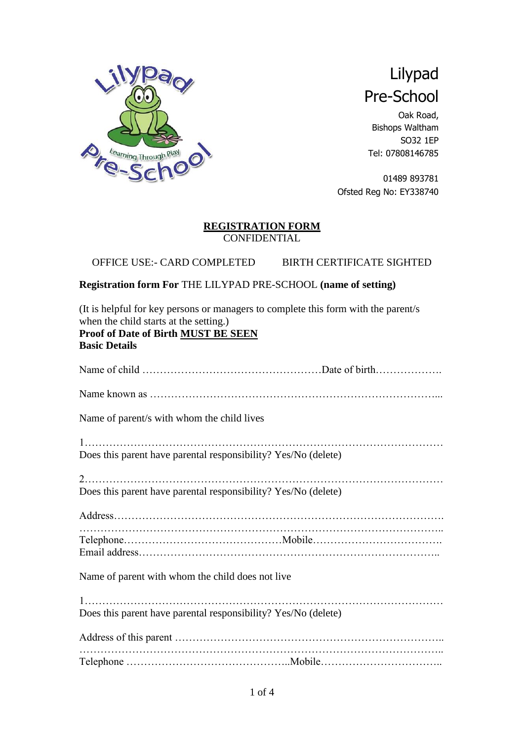# Lilypad Pre-School

Oak Road,
Bishops Waltham
SO32 1EP
Tel: 07808146785

01489 893781
Ofsted Reg No: EY338740

**REGISTRATION FORM**
CONFIDENTIAL

OFFICE USE:- CARD COMPLETED    BIRTH CERTIFICATE SIGHTED

**Registration form For** THE LILYPAD PRE-SCHOOL **(name of setting)**

(It is helpful for key persons or managers to complete this form with the parent/s when the child starts at the setting.)
**Proof of Date of Birth MUST BE SEEN**
**Basic Details**

Name of child ……………………………………………Date of birth……………….

Name known as …………………………………………………………………….…...

Name of parent/s with whom the child lives

1………………………………………………………………………………………
Does this parent have parental responsibility? Yes/No (delete)

2………………………………………………………………………………………
Does this parent have parental responsibility? Yes/No (delete)

Address……………………………………………………………………………….
……………………………………………………………………………………..
Telephone………………………………………Mobile……………………………….
Email address………………………………………………………………………..

Name of parent with whom the child does not live

1………………………………………………………………………………………
Does this parent have parental responsibility? Yes/No (delete)

Address of this parent ………………………………………………………………..
………………………………………………………………………………………..
Telephone ………………………………………..Mobile……………………………..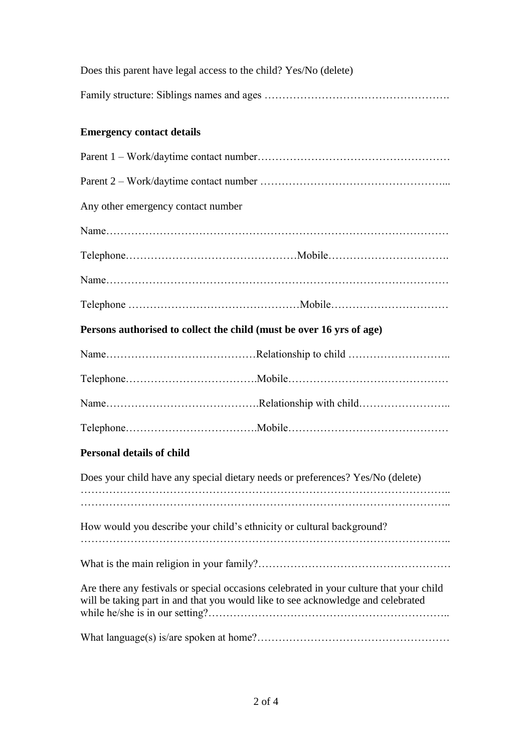Does this parent have legal access to the child? Yes/No (delete)

Family structure: Siblings names and ages …………………………………………….

**Emergency contact details**

Parent 1 – Work/daytime contact number………………………………………………

Parent 2 – Work/daytime contact number ……………………………………………...

Any other emergency contact number

Name………………………………………………………………………………

Telephone…………………………………………Mobile…………………………….

Name………………………………………………………………………………

Telephone …………………………………………Mobile……………………………

**Persons authorised to collect the child (must be over 16 yrs of age)**

Name……………………………………Relationship to child ………………………..

Telephone……………………………….Mobile………………………………………

Name…………………………………….Relationship with child……………………..

Telephone……………………………….Mobile………………………………………

**Personal details of child**

Does your child have any special dietary needs or preferences? Yes/No (delete)
………………………………………………………………………………………..
………………………………………………………………………………………..

How would you describe your child's ethnicity or cultural background?
………………………………………………………………………………………..

What is the main religion in your family?………………………………………………

Are there any festivals or special occasions celebrated in your culture that your child will be taking part in and that you would like to see acknowledge and celebrated while he/she is in our setting?…………………………………………………………..

What language(s) is/are spoken at home?………………………………………………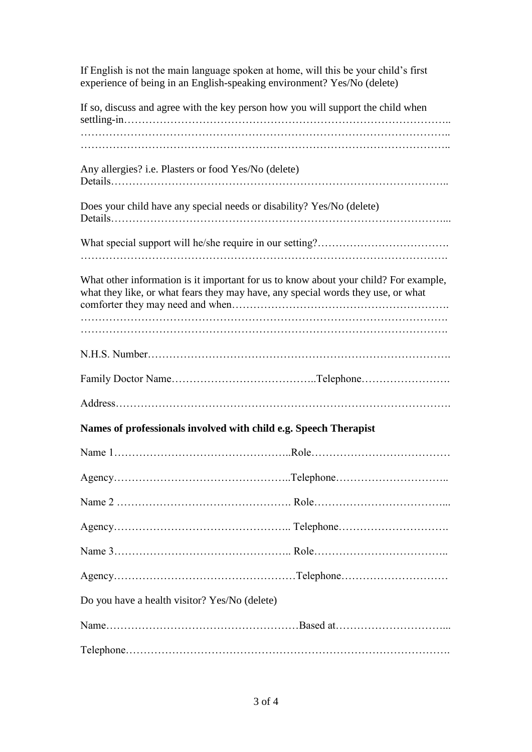If English is not the main language spoken at home, will this be your child's first experience of being in an English-speaking environment? Yes/No (delete)

If so, discuss and agree with the key person how you will support the child when settling-in……………………………………………………………………………..
………………………………………………………………………………………..
………………………………………………………………………………………..

Any allergies? i.e. Plasters or food Yes/No (delete)
Details…………………………………………………………………………………..

Does your child have any special needs or disability? Yes/No (delete)
Details…………………………………………………………………………………...

What special support will he/she require in our setting?……………………………….
……………………………………………………………………………………….

What other information is it important for us to know about your child? For example, what they like, or what fears they may have, any special words they use, or what comforter they may need and when………………………………………………….
……………………………………………………………………………………….
……………………………………………………………………………………….

N.H.S. Number………………………………………………………………………….

Family Doctor Name…………………………………..Telephone…………………….

Address………………………………………………………………………………….

**Names of professionals involved with child e.g. Speech Therapist**

Name 1…………………………………………..Role…………………………………

Agency…………………………………………..Telephone…………………………..

Name 2 …………………………………………. Role………………………………...

Agency………………………………………….. Telephone………………………….

Name 3………………………………………….. Role………………………………..

Agency……………………………………………Telephone…………………………

Do you have a health visitor? Yes/No (delete)

Name………………………………………………Based at…………………………...

Telephone……………………………………………………………………………….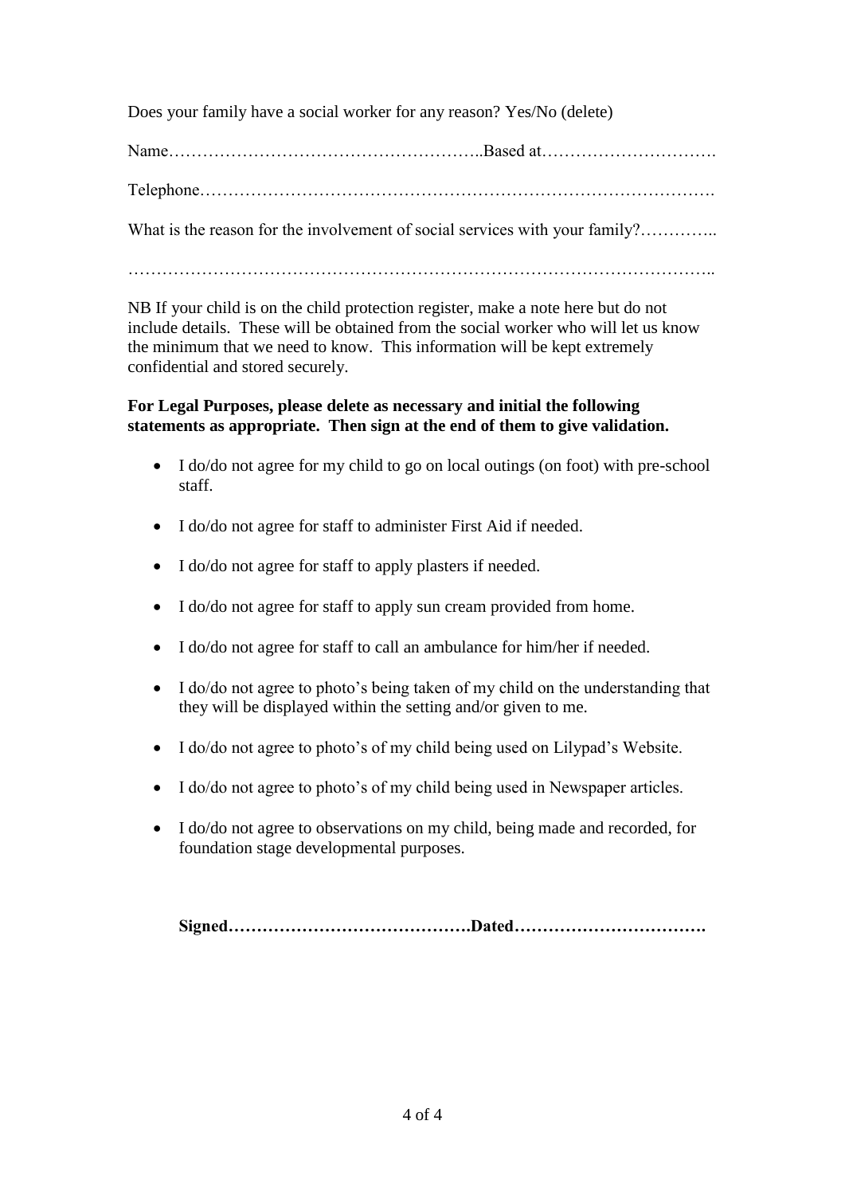Does your family have a social worker for any reason? Yes/No (delete)

Name………………………………………………..Based at………………………….

Telephone…………………………………………………………………………….

What is the reason for the involvement of social services with your family?…………..

…………………………………………………………………………………………..

NB If your child is on the child protection register, make a note here but do not include details. These will be obtained from the social worker who will let us know the minimum that we need to know. This information will be kept extremely confidential and stored securely.

**For Legal Purposes, please delete as necessary and initial the following statements as appropriate. Then sign at the end of them to give validation.**

- I do/do not agree for my child to go on local outings (on foot) with pre-school staff.
- I do/do not agree for staff to administer First Aid if needed.
- I do/do not agree for staff to apply plasters if needed.
- I do/do not agree for staff to apply sun cream provided from home.
- I do/do not agree for staff to call an ambulance for him/her if needed.
- I do/do not agree to photo's being taken of my child on the understanding that they will be displayed within the setting and/or given to me.
- I do/do not agree to photo's of my child being used on Lilypad's Website.
- I do/do not agree to photo's of my child being used in Newspaper articles.
- I do/do not agree to observations on my child, being made and recorded, for foundation stage developmental purposes.

**Signed…………………………………….Dated…………………………….**